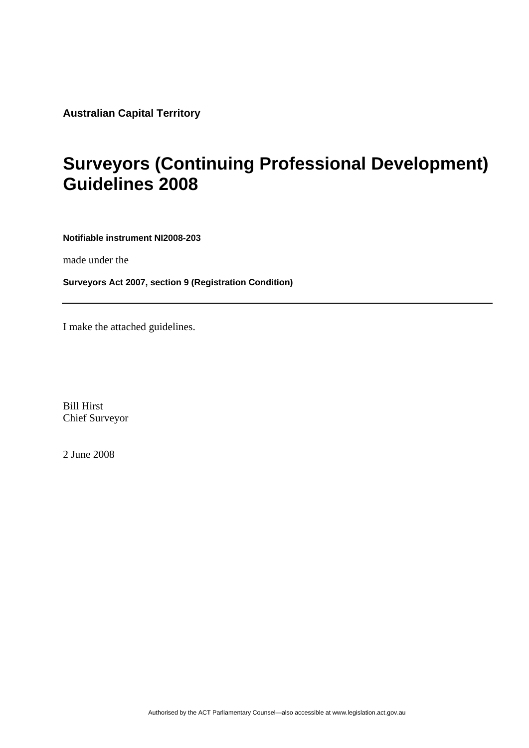**Australian Capital Territory**

# Surveyors (Continuing Professional Development) Guidelines 2008

**Notifiable instrument NI2008-203**

made under the

**Surveyors Act 2007, section 9 (Registration Condition)**

---

I make the attached guidelines.

Bill Hirst
Chief Surveyor

2 June 2008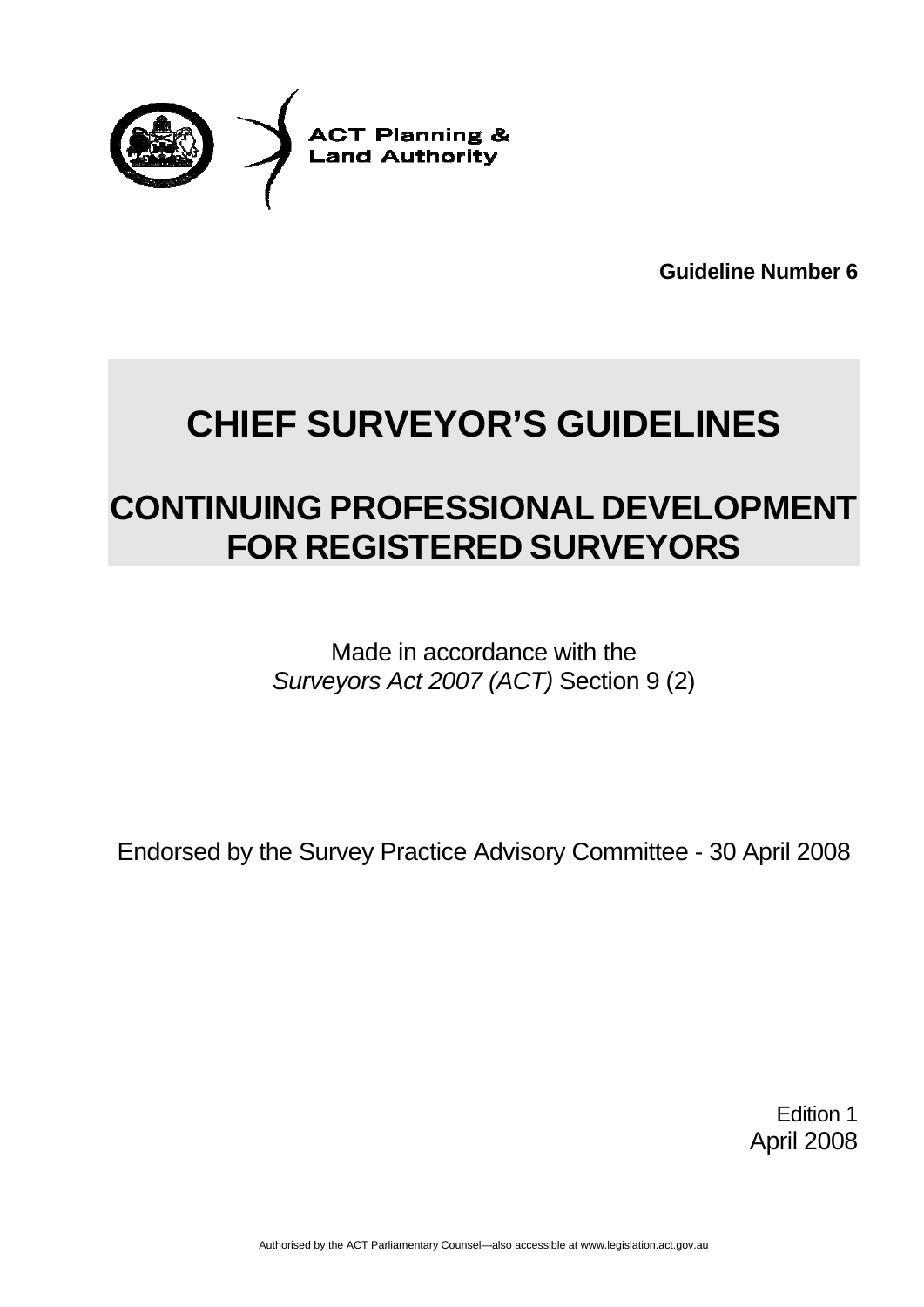ACT Planning & Land Authority

**Guideline Number 6**

# CHIEF SURVEYOR'S GUIDELINES

# CONTINUING PROFESSIONAL DEVELOPMENT FOR REGISTERED SURVEYORS

Made in accordance with the *Surveyors Act 2007 (ACT)* Section 9 (2)

Endorsed by the Survey Practice Advisory Committee - 30 April 2008

Edition 1
April 2008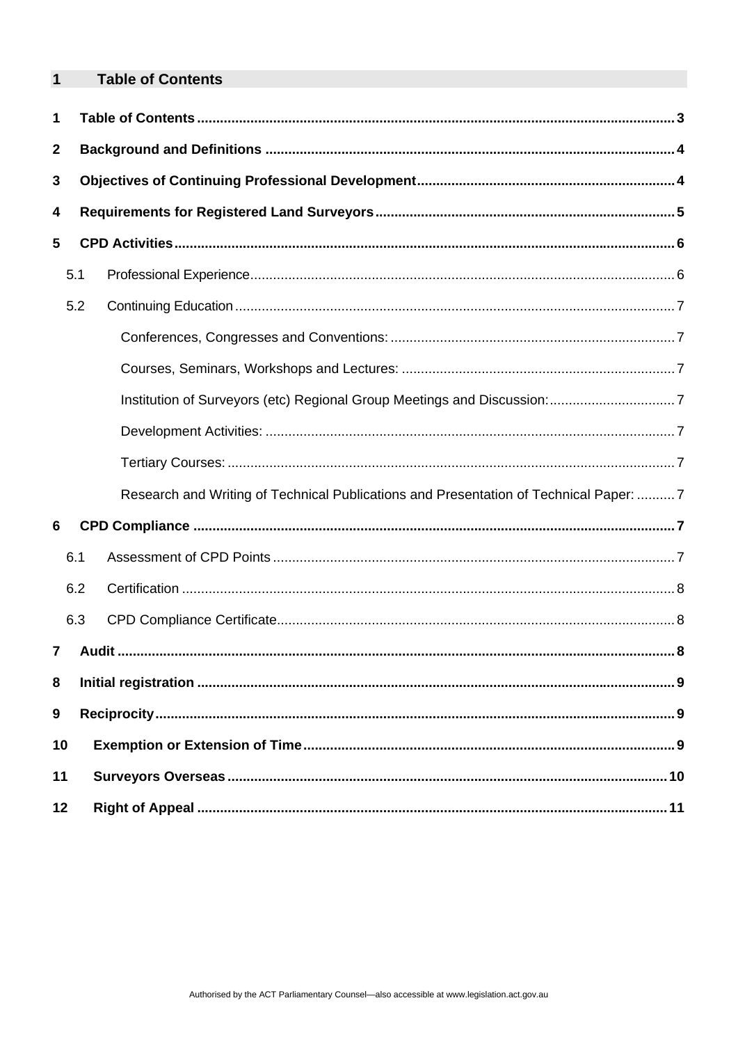# 1 Table of Contents

1 Table of Contents ........ 3

2 Background and Definitions ........ 4

3 Objectives of Continuing Professional Development ........ 4

4 Requirements for Registered Land Surveyors ........ 5

5 CPD Activities ........ 6

- 5.1 Professional Experience ........ 6
- 5.2 Continuing Education ........ 7
  - Conferences, Congresses and Conventions: ........ 7
  - Courses, Seminars, Workshops and Lectures: ........ 7
  - Institution of Surveyors (etc) Regional Group Meetings and Discussion: ........ 7
  - Development Activities: ........ 7
  - Tertiary Courses: ........ 7
  - Research and Writing of Technical Publications and Presentation of Technical Paper: ........ 7

6 CPD Compliance ........ 7

- 6.1 Assessment of CPD Points ........ 7
- 6.2 Certification ........ 8
- 6.3 CPD Compliance Certificate ........ 8

7 Audit ........ 8

8 Initial registration ........ 9

9 Reciprocity ........ 9

10 Exemption or Extension of Time ........ 9

11 Surveyors Overseas ........ 10

12 Right of Appeal ........ 11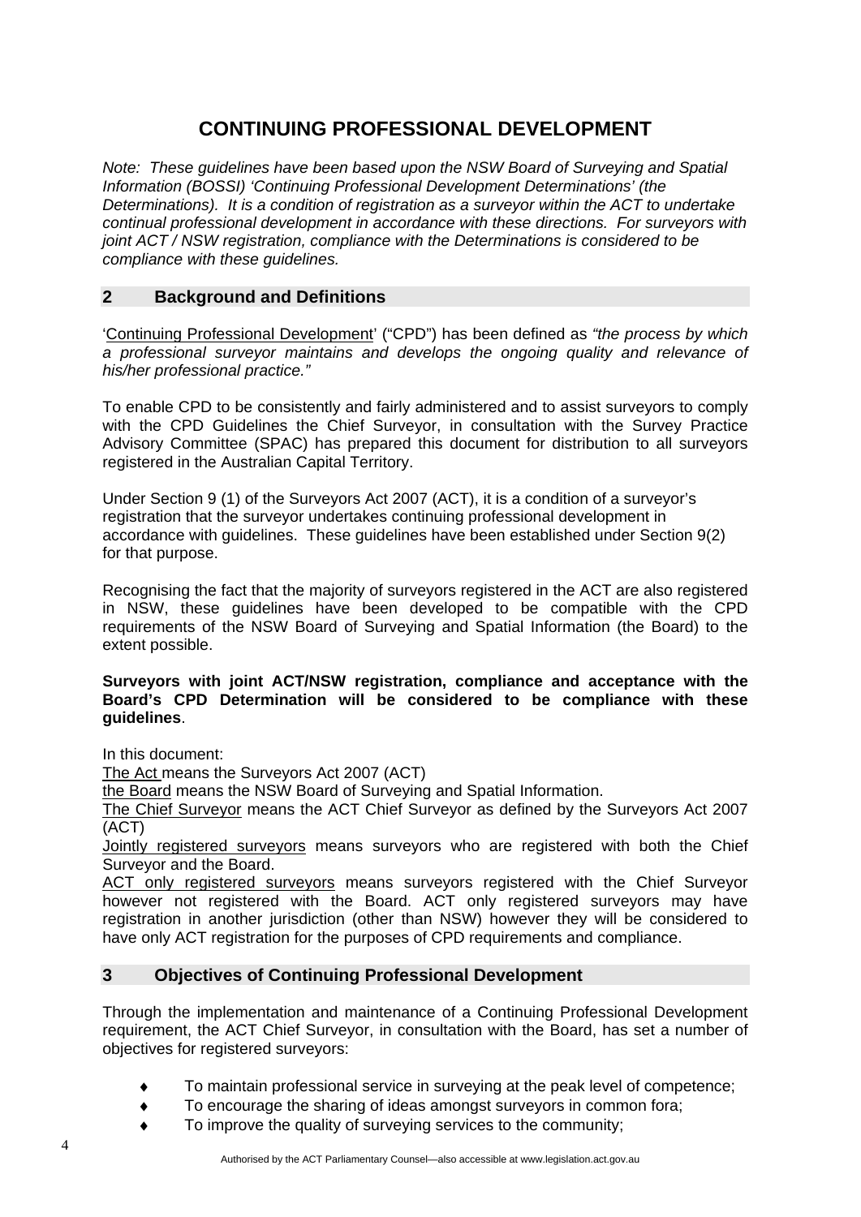# CONTINUING PROFESSIONAL DEVELOPMENT

*Note: These guidelines have been based upon the NSW Board of Surveying and Spatial Information (BOSSI) 'Continuing Professional Development Determinations' (the Determinations). It is a condition of registration as a surveyor within the ACT to undertake continual professional development in accordance with these directions. For surveyors with joint ACT / NSW registration, compliance with the Determinations is considered to be compliance with these guidelines.*

## 2 Background and Definitions

'Continuing Professional Development' ("CPD") has been defined as *"the process by which a professional surveyor maintains and develops the ongoing quality and relevance of his/her professional practice."*

To enable CPD to be consistently and fairly administered and to assist surveyors to comply with the CPD Guidelines the Chief Surveyor, in consultation with the Survey Practice Advisory Committee (SPAC) has prepared this document for distribution to all surveyors registered in the Australian Capital Territory.

Under Section 9 (1) of the Surveyors Act 2007 (ACT), it is a condition of a surveyor's registration that the surveyor undertakes continuing professional development in accordance with guidelines. These guidelines have been established under Section 9(2) for that purpose.

Recognising the fact that the majority of surveyors registered in the ACT are also registered in NSW, these guidelines have been developed to be compatible with the CPD requirements of the NSW Board of Surveying and Spatial Information (the Board) to the extent possible.

**Surveyors with joint ACT/NSW registration, compliance and acceptance with the Board's CPD Determination will be considered to be compliance with these guidelines**.

In this document:

The Act means the Surveyors Act 2007 (ACT)

the Board means the NSW Board of Surveying and Spatial Information.

The Chief Surveyor means the ACT Chief Surveyor as defined by the Surveyors Act 2007 (ACT)

Jointly registered surveyors means surveyors who are registered with both the Chief Surveyor and the Board.

ACT only registered surveyors means surveyors registered with the Chief Surveyor however not registered with the Board. ACT only registered surveyors may have registration in another jurisdiction (other than NSW) however they will be considered to have only ACT registration for the purposes of CPD requirements and compliance.

## 3 Objectives of Continuing Professional Development

Through the implementation and maintenance of a Continuing Professional Development requirement, the ACT Chief Surveyor, in consultation with the Board, has set a number of objectives for registered surveyors:

- To maintain professional service in surveying at the peak level of competence;
- To encourage the sharing of ideas amongst surveyors in common fora;
- To improve the quality of surveying services to the community;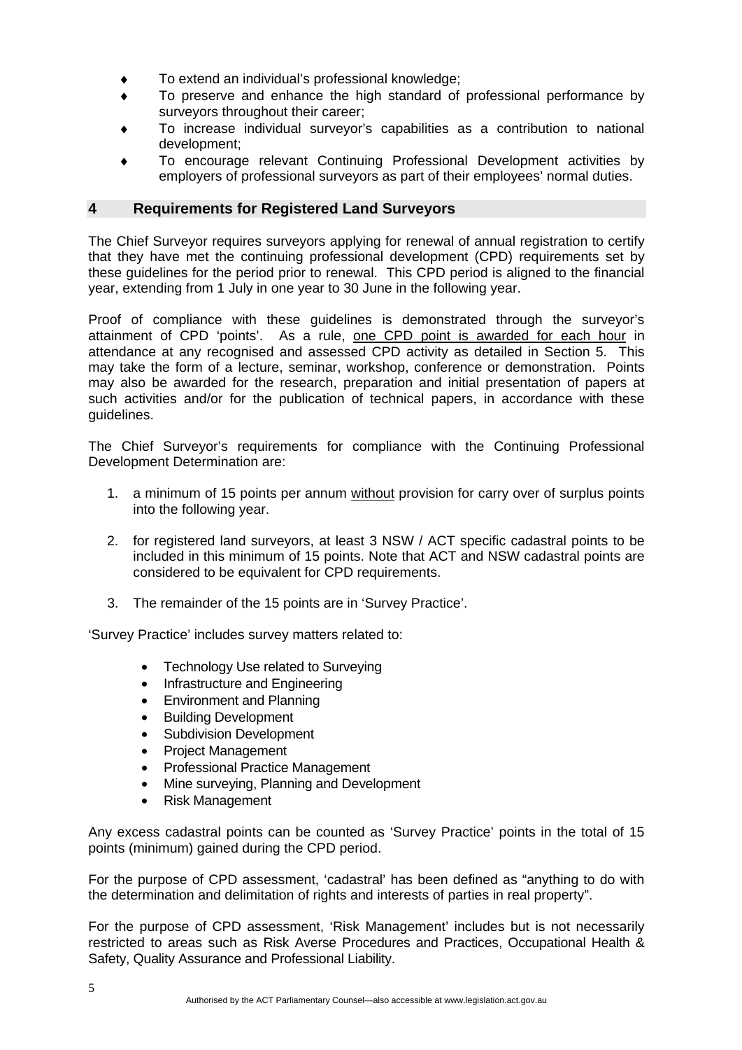- To extend an individual's professional knowledge;
- To preserve and enhance the high standard of professional performance by surveyors throughout their career;
- To increase individual surveyor's capabilities as a contribution to national development;
- To encourage relevant Continuing Professional Development activities by employers of professional surveyors as part of their employees' normal duties.

## 4 Requirements for Registered Land Surveyors

The Chief Surveyor requires surveyors applying for renewal of annual registration to certify that they have met the continuing professional development (CPD) requirements set by these guidelines for the period prior to renewal. This CPD period is aligned to the financial year, extending from 1 July in one year to 30 June in the following year.

Proof of compliance with these guidelines is demonstrated through the surveyor's attainment of CPD 'points'. As a rule, <u>one CPD point is awarded for each hour</u> in attendance at any recognised and assessed CPD activity as detailed in Section 5. This may take the form of a lecture, seminar, workshop, conference or demonstration. Points may also be awarded for the research, preparation and initial presentation of papers at such activities and/or for the publication of technical papers, in accordance with these guidelines.

The Chief Surveyor's requirements for compliance with the Continuing Professional Development Determination are:

1. a minimum of 15 points per annum <u>without</u> provision for carry over of surplus points into the following year.
2. for registered land surveyors, at least 3 NSW / ACT specific cadastral points to be included in this minimum of 15 points. Note that ACT and NSW cadastral points are considered to be equivalent for CPD requirements.
3. The remainder of the 15 points are in 'Survey Practice'.

'Survey Practice' includes survey matters related to:

- Technology Use related to Surveying
- Infrastructure and Engineering
- Environment and Planning
- Building Development
- Subdivision Development
- Project Management
- Professional Practice Management
- Mine surveying, Planning and Development
- Risk Management

Any excess cadastral points can be counted as 'Survey Practice' points in the total of 15 points (minimum) gained during the CPD period.

For the purpose of CPD assessment, 'cadastral' has been defined as "anything to do with the determination and delimitation of rights and interests of parties in real property".

For the purpose of CPD assessment, 'Risk Management' includes but is not necessarily restricted to areas such as Risk Averse Procedures and Practices, Occupational Health & Safety, Quality Assurance and Professional Liability.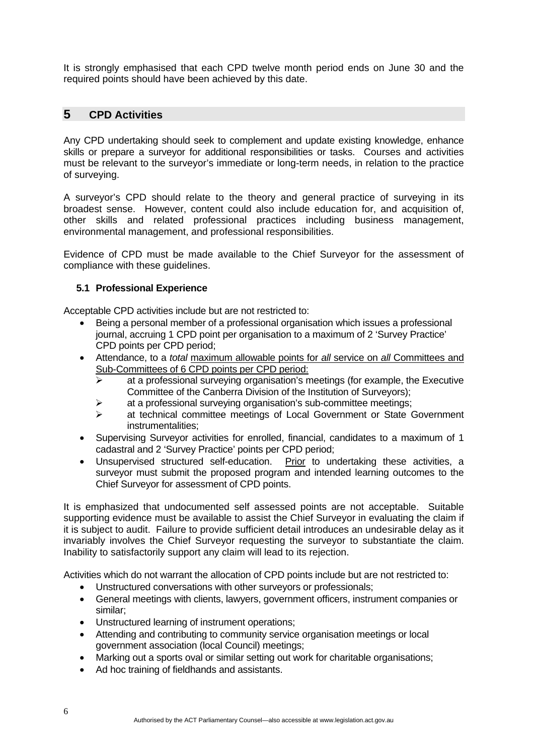It is strongly emphasised that each CPD twelve month period ends on June 30 and the required points should have been achieved by this date.

## 5 CPD Activities

Any CPD undertaking should seek to complement and update existing knowledge, enhance skills or prepare a surveyor for additional responsibilities or tasks. Courses and activities must be relevant to the surveyor's immediate or long-term needs, in relation to the practice of surveying.

A surveyor's CPD should relate to the theory and general practice of surveying in its broadest sense. However, content could also include education for, and acquisition of, other skills and related professional practices including business management, environmental management, and professional responsibilities.

Evidence of CPD must be made available to the Chief Surveyor for the assessment of compliance with these guidelines.

### 5.1 Professional Experience

Acceptable CPD activities include but are not restricted to:

- Being a personal member of a professional organisation which issues a professional journal, accruing 1 CPD point per organisation to a maximum of 2 'Survey Practice' CPD points per CPD period;
- Attendance, to a *total* maximum allowable points for *all* service on *all* Committees and Sub-Committees of 6 CPD points per CPD period:
  - at a professional surveying organisation's meetings (for example, the Executive Committee of the Canberra Division of the Institution of Surveyors);
  - at a professional surveying organisation's sub-committee meetings;
  - at technical committee meetings of Local Government or State Government instrumentalities;
- Supervising Surveyor activities for enrolled, financial, candidates to a maximum of 1 cadastral and 2 'Survey Practice' points per CPD period;
- Unsupervised structured self-education. Prior to undertaking these activities, a surveyor must submit the proposed program and intended learning outcomes to the Chief Surveyor for assessment of CPD points.

It is emphasized that undocumented self assessed points are not acceptable. Suitable supporting evidence must be available to assist the Chief Surveyor in evaluating the claim if it is subject to audit. Failure to provide sufficient detail introduces an undesirable delay as it invariably involves the Chief Surveyor requesting the surveyor to substantiate the claim. Inability to satisfactorily support any claim will lead to its rejection.

Activities which do not warrant the allocation of CPD points include but are not restricted to:

- Unstructured conversations with other surveyors or professionals;
- General meetings with clients, lawyers, government officers, instrument companies or similar;
- Unstructured learning of instrument operations;
- Attending and contributing to community service organisation meetings or local government association (local Council) meetings;
- Marking out a sports oval or similar setting out work for charitable organisations;
- Ad hoc training of fieldhands and assistants.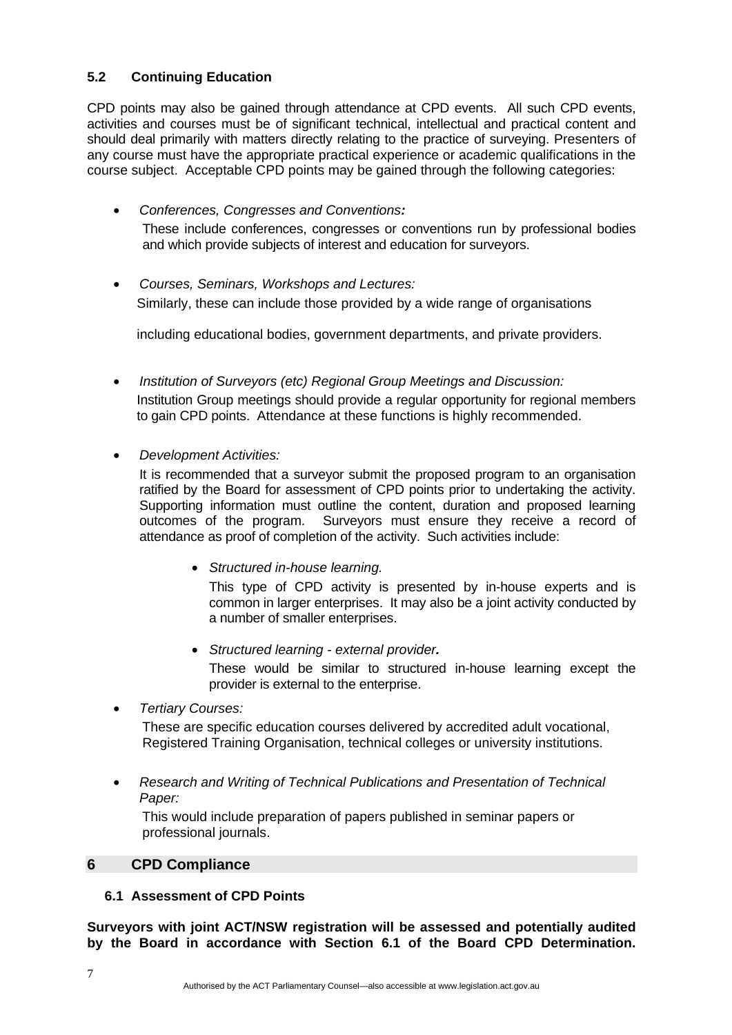### 5.2 Continuing Education

CPD points may also be gained through attendance at CPD events. All such CPD events, activities and courses must be of significant technical, intellectual and practical content and should deal primarily with matters directly relating to the practice of surveying. Presenters of any course must have the appropriate practical experience or academic qualifications in the course subject. Acceptable CPD points may be gained through the following categories:

- *Conferences, Congresses and Conventions:*

  These include conferences, congresses or conventions run by professional bodies and which provide subjects of interest and education for surveyors.

- *Courses, Seminars, Workshops and Lectures:*

  Similarly, these can include those provided by a wide range of organisations

  including educational bodies, government departments, and private providers.

- *Institution of Surveyors (etc) Regional Group Meetings and Discussion:*

  Institution Group meetings should provide a regular opportunity for regional members to gain CPD points. Attendance at these functions is highly recommended.

- *Development Activities:*

  It is recommended that a surveyor submit the proposed program to an organisation ratified by the Board for assessment of CPD points prior to undertaking the activity. Supporting information must outline the content, duration and proposed learning outcomes of the program. Surveyors must ensure they receive a record of attendance as proof of completion of the activity. Such activities include:

  - *Structured in-house learning.*

    This type of CPD activity is presented by in-house experts and is common in larger enterprises. It may also be a joint activity conducted by a number of smaller enterprises.

  - *Structured learning - external provider.*

    These would be similar to structured in-house learning except the provider is external to the enterprise.

- *Tertiary Courses:*

  These are specific education courses delivered by accredited adult vocational, Registered Training Organisation, technical colleges or university institutions.

- *Research and Writing of Technical Publications and Presentation of Technical Paper:*

  This would include preparation of papers published in seminar papers or professional journals.

## 6 CPD Compliance

### 6.1 Assessment of CPD Points

**Surveyors with joint ACT/NSW registration will be assessed and potentially audited by the Board in accordance with Section 6.1 of the Board CPD Determination.**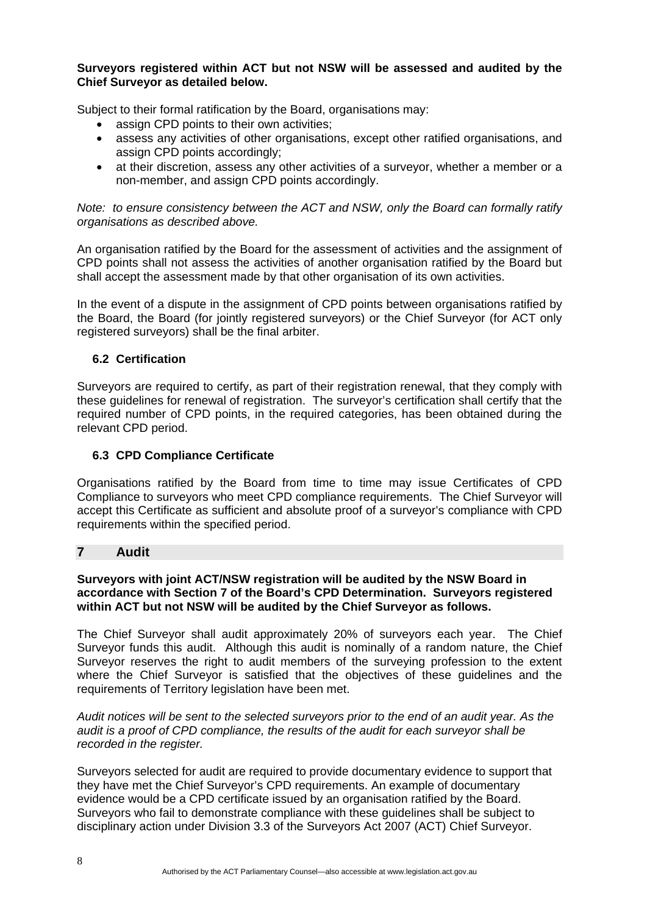**Surveyors registered within ACT but not NSW will be assessed and audited by the Chief Surveyor as detailed below.**

Subject to their formal ratification by the Board, organisations may:

- assign CPD points to their own activities;
- assess any activities of other organisations, except other ratified organisations, and assign CPD points accordingly;
- at their discretion, assess any other activities of a surveyor, whether a member or a non-member, and assign CPD points accordingly.

*Note: to ensure consistency between the ACT and NSW, only the Board can formally ratify organisations as described above.*

An organisation ratified by the Board for the assessment of activities and the assignment of CPD points shall not assess the activities of another organisation ratified by the Board but shall accept the assessment made by that other organisation of its own activities.

In the event of a dispute in the assignment of CPD points between organisations ratified by the Board, the Board (for jointly registered surveyors) or the Chief Surveyor (for ACT only registered surveyors) shall be the final arbiter.

### 6.2 Certification

Surveyors are required to certify, as part of their registration renewal, that they comply with these guidelines for renewal of registration. The surveyor's certification shall certify that the required number of CPD points, in the required categories, has been obtained during the relevant CPD period.

### 6.3 CPD Compliance Certificate

Organisations ratified by the Board from time to time may issue Certificates of CPD Compliance to surveyors who meet CPD compliance requirements. The Chief Surveyor will accept this Certificate as sufficient and absolute proof of a surveyor's compliance with CPD requirements within the specified period.

## 7 Audit

**Surveyors with joint ACT/NSW registration will be audited by the NSW Board in accordance with Section 7 of the Board's CPD Determination. Surveyors registered within ACT but not NSW will be audited by the Chief Surveyor as follows.**

The Chief Surveyor shall audit approximately 20% of surveyors each year. The Chief Surveyor funds this audit. Although this audit is nominally of a random nature, the Chief Surveyor reserves the right to audit members of the surveying profession to the extent where the Chief Surveyor is satisfied that the objectives of these guidelines and the requirements of Territory legislation have been met.

*Audit notices will be sent to the selected surveyors prior to the end of an audit year. As the audit is a proof of CPD compliance, the results of the audit for each surveyor shall be recorded in the register.*

Surveyors selected for audit are required to provide documentary evidence to support that they have met the Chief Surveyor's CPD requirements. An example of documentary evidence would be a CPD certificate issued by an organisation ratified by the Board. Surveyors who fail to demonstrate compliance with these guidelines shall be subject to disciplinary action under Division 3.3 of the Surveyors Act 2007 (ACT) Chief Surveyor.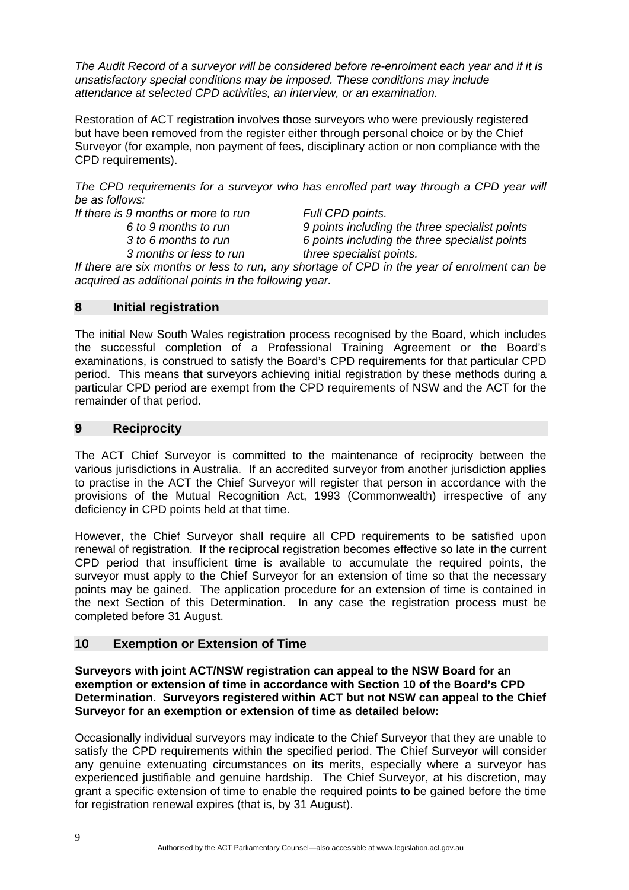*The Audit Record of a surveyor will be considered before re-enrolment each year and if it is unsatisfactory special conditions may be imposed. These conditions may include attendance at selected CPD activities, an interview, or an examination.*

Restoration of ACT registration involves those surveyors who were previously registered but have been removed from the register either through personal choice or by the Chief Surveyor (for example, non payment of fees, disciplinary action or non compliance with the CPD requirements).

*The CPD requirements for a surveyor who has enrolled part way through a CPD year will be as follows:*

| | |
|---|---|
| *If there is 9 months or more to run* | *Full CPD points.* |
| *6 to 9 months to run* | *9 points including the three specialist points* |
| *3 to 6 months to run* | *6 points including the three specialist points* |
| *3 months or less to run* | *three specialist points.* |

*If there are six months or less to run, any shortage of CPD in the year of enrolment can be acquired as additional points in the following year.*

## 8 Initial registration

The initial New South Wales registration process recognised by the Board, which includes the successful completion of a Professional Training Agreement or the Board's examinations, is construed to satisfy the Board's CPD requirements for that particular CPD period. This means that surveyors achieving initial registration by these methods during a particular CPD period are exempt from the CPD requirements of NSW and the ACT for the remainder of that period.

## 9 Reciprocity

The ACT Chief Surveyor is committed to the maintenance of reciprocity between the various jurisdictions in Australia. If an accredited surveyor from another jurisdiction applies to practise in the ACT the Chief Surveyor will register that person in accordance with the provisions of the Mutual Recognition Act, 1993 (Commonwealth) irrespective of any deficiency in CPD points held at that time.

However, the Chief Surveyor shall require all CPD requirements to be satisfied upon renewal of registration. If the reciprocal registration becomes effective so late in the current CPD period that insufficient time is available to accumulate the required points, the surveyor must apply to the Chief Surveyor for an extension of time so that the necessary points may be gained. The application procedure for an extension of time is contained in the next Section of this Determination. In any case the registration process must be completed before 31 August.

## 10 Exemption or Extension of Time

**Surveyors with joint ACT/NSW registration can appeal to the NSW Board for an exemption or extension of time in accordance with Section 10 of the Board's CPD Determination. Surveyors registered within ACT but not NSW can appeal to the Chief Surveyor for an exemption or extension of time as detailed below:**

Occasionally individual surveyors may indicate to the Chief Surveyor that they are unable to satisfy the CPD requirements within the specified period. The Chief Surveyor will consider any genuine extenuating circumstances on its merits, especially where a surveyor has experienced justifiable and genuine hardship. The Chief Surveyor, at his discretion, may grant a specific extension of time to enable the required points to be gained before the time for registration renewal expires (that is, by 31 August).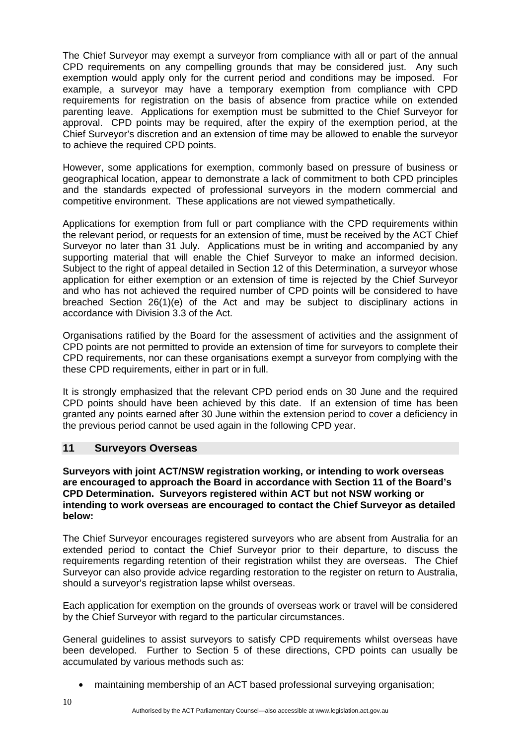The Chief Surveyor may exempt a surveyor from compliance with all or part of the annual CPD requirements on any compelling grounds that may be considered just. Any such exemption would apply only for the current period and conditions may be imposed. For example, a surveyor may have a temporary exemption from compliance with CPD requirements for registration on the basis of absence from practice while on extended parenting leave. Applications for exemption must be submitted to the Chief Surveyor for approval. CPD points may be required, after the expiry of the exemption period, at the Chief Surveyor's discretion and an extension of time may be allowed to enable the surveyor to achieve the required CPD points.

However, some applications for exemption, commonly based on pressure of business or geographical location, appear to demonstrate a lack of commitment to both CPD principles and the standards expected of professional surveyors in the modern commercial and competitive environment. These applications are not viewed sympathetically.

Applications for exemption from full or part compliance with the CPD requirements within the relevant period, or requests for an extension of time, must be received by the ACT Chief Surveyor no later than 31 July. Applications must be in writing and accompanied by any supporting material that will enable the Chief Surveyor to make an informed decision. Subject to the right of appeal detailed in Section 12 of this Determination, a surveyor whose application for either exemption or an extension of time is rejected by the Chief Surveyor and who has not achieved the required number of CPD points will be considered to have breached Section 26(1)(e) of the Act and may be subject to disciplinary actions in accordance with Division 3.3 of the Act.

Organisations ratified by the Board for the assessment of activities and the assignment of CPD points are not permitted to provide an extension of time for surveyors to complete their CPD requirements, nor can these organisations exempt a surveyor from complying with the these CPD requirements, either in part or in full.

It is strongly emphasized that the relevant CPD period ends on 30 June and the required CPD points should have been achieved by this date. If an extension of time has been granted any points earned after 30 June within the extension period to cover a deficiency in the previous period cannot be used again in the following CPD year.

## 11 Surveyors Overseas

**Surveyors with joint ACT/NSW registration working, or intending to work overseas are encouraged to approach the Board in accordance with Section 11 of the Board's CPD Determination. Surveyors registered within ACT but not NSW working or intending to work overseas are encouraged to contact the Chief Surveyor as detailed below:**

The Chief Surveyor encourages registered surveyors who are absent from Australia for an extended period to contact the Chief Surveyor prior to their departure, to discuss the requirements regarding retention of their registration whilst they are overseas. The Chief Surveyor can also provide advice regarding restoration to the register on return to Australia, should a surveyor's registration lapse whilst overseas.

Each application for exemption on the grounds of overseas work or travel will be considered by the Chief Surveyor with regard to the particular circumstances.

General guidelines to assist surveyors to satisfy CPD requirements whilst overseas have been developed. Further to Section 5 of these directions, CPD points can usually be accumulated by various methods such as:

- maintaining membership of an ACT based professional surveying organisation;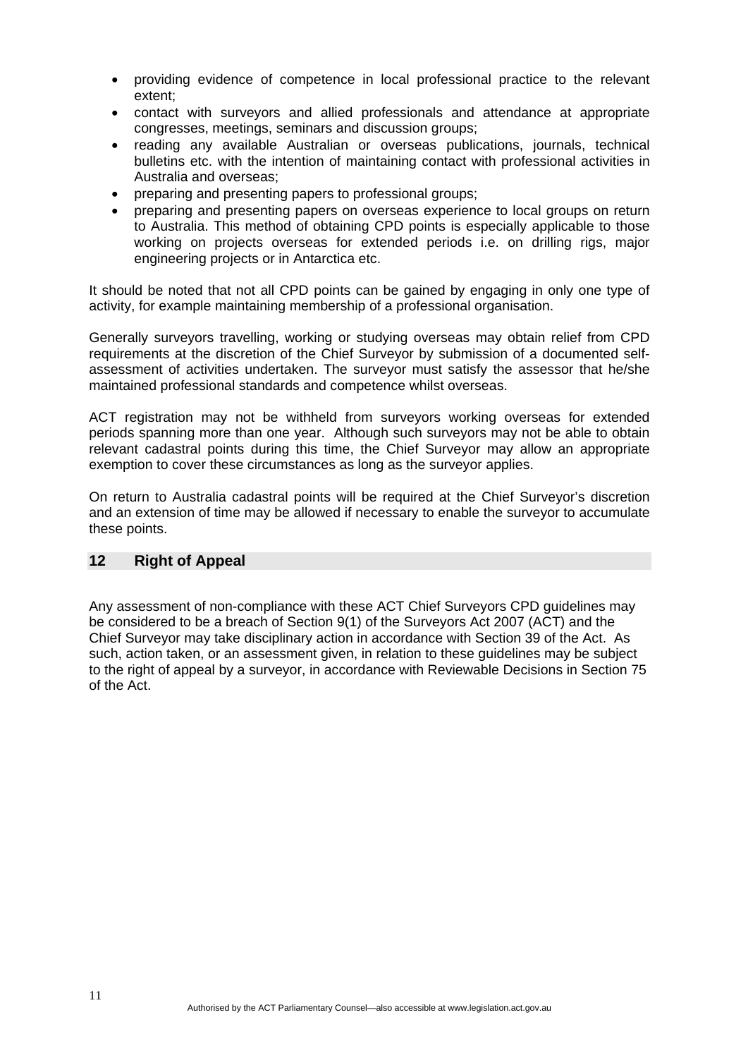- providing evidence of competence in local professional practice to the relevant extent;
- contact with surveyors and allied professionals and attendance at appropriate congresses, meetings, seminars and discussion groups;
- reading any available Australian or overseas publications, journals, technical bulletins etc. with the intention of maintaining contact with professional activities in Australia and overseas;
- preparing and presenting papers to professional groups;
- preparing and presenting papers on overseas experience to local groups on return to Australia. This method of obtaining CPD points is especially applicable to those working on projects overseas for extended periods i.e. on drilling rigs, major engineering projects or in Antarctica etc.

It should be noted that not all CPD points can be gained by engaging in only one type of activity, for example maintaining membership of a professional organisation.

Generally surveyors travelling, working or studying overseas may obtain relief from CPD requirements at the discretion of the Chief Surveyor by submission of a documented self-assessment of activities undertaken. The surveyor must satisfy the assessor that he/she maintained professional standards and competence whilst overseas.

ACT registration may not be withheld from surveyors working overseas for extended periods spanning more than one year. Although such surveyors may not be able to obtain relevant cadastral points during this time, the Chief Surveyor may allow an appropriate exemption to cover these circumstances as long as the surveyor applies.

On return to Australia cadastral points will be required at the Chief Surveyor's discretion and an extension of time may be allowed if necessary to enable the surveyor to accumulate these points.

## 12 Right of Appeal

Any assessment of non-compliance with these ACT Chief Surveyors CPD guidelines may be considered to be a breach of Section 9(1) of the Surveyors Act 2007 (ACT) and the Chief Surveyor may take disciplinary action in accordance with Section 39 of the Act. As such, action taken, or an assessment given, in relation to these guidelines may be subject to the right of appeal by a surveyor, in accordance with Reviewable Decisions in Section 75 of the Act.